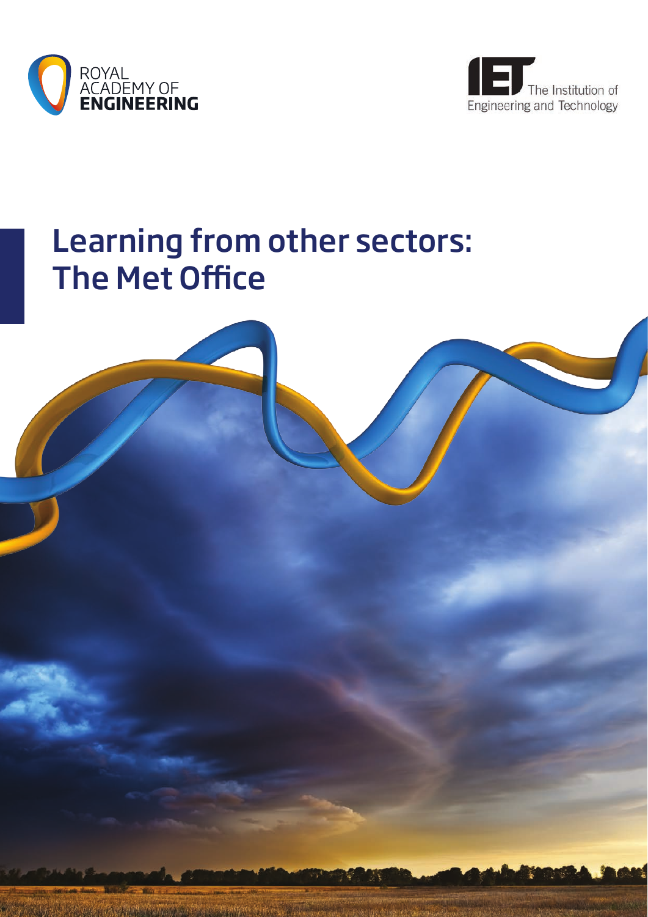ROYAL ACADEMY OF ENGINEERING

The Institution of Engineering and Technology

# Learning from other sectors: The Met Office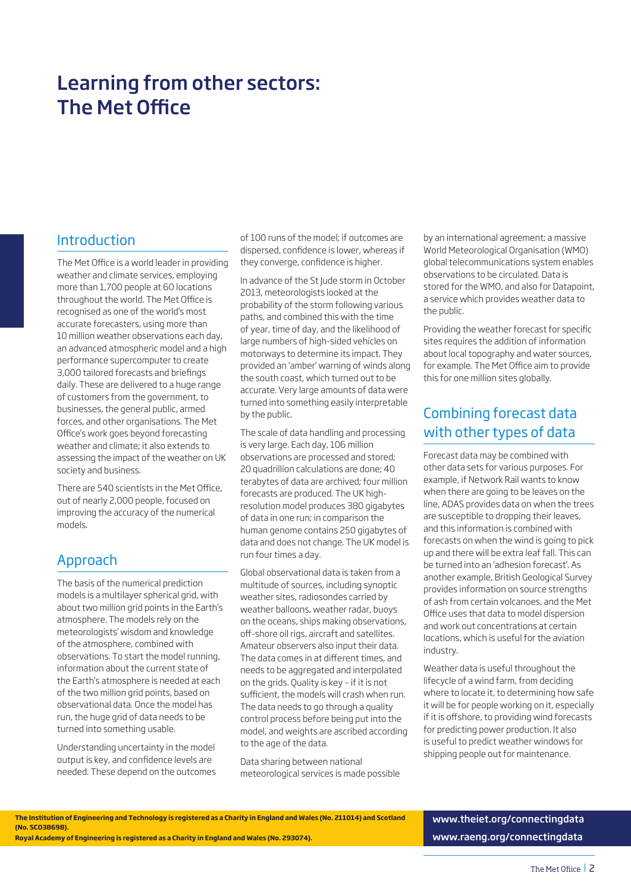# Learning from other sectors: The Met Office

## Introduction

The Met Office is a world leader in providing weather and climate services, employing more than 1,700 people at 60 locations throughout the world. The Met Office is recognised as one of the world's most accurate forecasters, using more than 10 million weather observations each day, an advanced atmospheric model and a high performance supercomputer to create 3,000 tailored forecasts and briefings daily. These are delivered to a huge range of customers from the government, to businesses, the general public, armed forces, and other organisations. The Met Office's work goes beyond forecasting weather and climate; it also extends to assessing the impact of the weather on UK society and business.

There are 540 scientists in the Met Office, out of nearly 2,000 people, focused on improving the accuracy of the numerical models.

## Approach

The basis of the numerical prediction models is a multilayer spherical grid, with about two million grid points in the Earth's atmosphere. The models rely on the meteorologists' wisdom and knowledge of the atmosphere, combined with observations. To start the model running, information about the current state of the Earth's atmosphere is needed at each of the two million grid points, based on observational data. Once the model has run, the huge grid of data needs to be turned into something usable.

Understanding uncertainty in the model output is key, and confidence levels are needed. These depend on the outcomes of 100 runs of the model; if outcomes are dispersed, confidence is lower, whereas if they converge, confidence is higher.

In advance of the St Jude storm in October 2013, meteorologists looked at the probability of the storm following various paths, and combined this with the time of year, time of day, and the likelihood of large numbers of high-sided vehicles on motorways to determine its impact. They provided an 'amber' warning of winds along the south coast, which turned out to be accurate. Very large amounts of data were turned into something easily interpretable by the public.

The scale of data handling and processing is very large. Each day, 106 million observations are processed and stored; 20 quadrillion calculations are done; 40 terabytes of data are archived; four million forecasts are produced. The UK high-resolution model produces 380 gigabytes of data in one run; in comparison the human genome contains 250 gigabytes of data and does not change. The UK model is run four times a day.

Global observational data is taken from a multitude of sources, including synoptic weather sites, radiosondes carried by weather balloons, weather radar, buoys on the oceans, ships making observations, off-shore oil rigs, aircraft and satellites. Amateur observers also input their data. The data comes in at different times, and needs to be aggregated and interpolated on the grids. Quality is key – if it is not sufficient, the models will crash when run. The data needs to go through a quality control process before being put into the model, and weights are ascribed according to the age of the data.

Data sharing between national meteorological services is made possible by an international agreement; a massive World Meteorological Organisation (WMO) global telecommunications system enables observations to be circulated. Data is stored for the WMO, and also for Datapoint, a service which provides weather data to the public.

Providing the weather forecast for specific sites requires the addition of information about local topography and water sources, for example. The Met Office aim to provide this for one million sites globally.

## Combining forecast data with other types of data

Forecast data may be combined with other data sets for various purposes. For example, if Network Rail wants to know when there are going to be leaves on the line, ADAS provides data on when the trees are susceptible to dropping their leaves, and this information is combined with forecasts on when the wind is going to pick up and there will be extra leaf fall. This can be turned into an 'adhesion forecast'. As another example, British Geological Survey provides information on source strengths of ash from certain volcanoes, and the Met Office uses that data to model dispersion and work out concentrations at certain locations, which is useful for the aviation industry.

Weather data is useful throughout the lifecycle of a wind farm, from deciding where to locate it, to determining how safe it will be for people working on it, especially if it is offshore, to providing wind forecasts for predicting power production. It also is useful to predict weather windows for shipping people out for maintenance.

**The Institution of Engineering and Technology is registered as a Charity in England and Wales (No. 211014) and Scotland (No. SC038698).**
**Royal Academy of Engineering is registered as a Charity in England and Wales (No. 293074).**

**www.theiet.org/connectingdata**
**www.raeng.org/connectingdata**